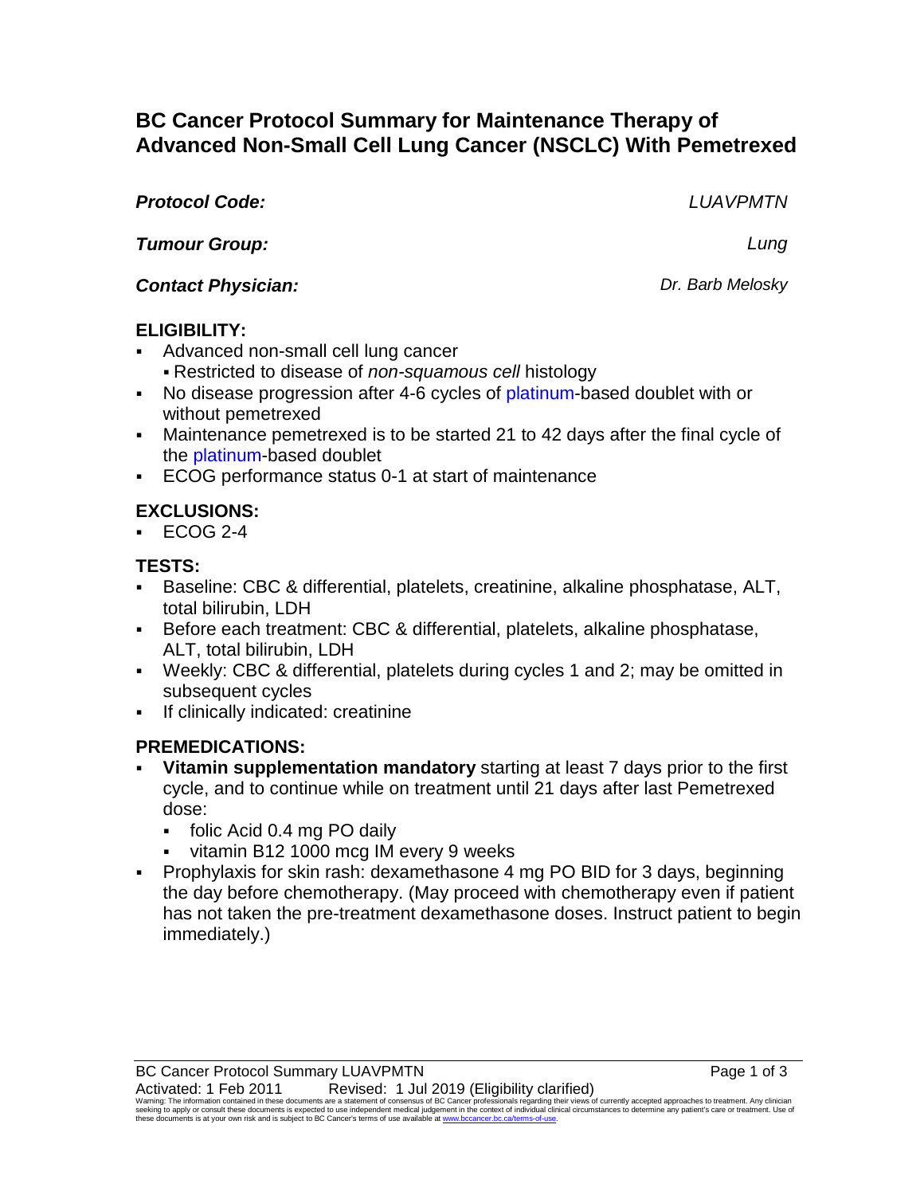# BC Cancer Protocol Summary for Maintenance Therapy of Advanced Non-Small Cell Lung Cancer (NSCLC) With Pemetrexed

***Protocol Code:*** *LUAVPMTN*

***Tumour Group:*** *Lung*

***Contact Physician:*** *Dr. Barb Melosky*

## ELIGIBILITY:

- Advanced non-small cell lung cancer
  - Restricted to disease of *non-squamous cell* histology
- No disease progression after 4-6 cycles of platinum-based doublet with or without pemetrexed
- Maintenance pemetrexed is to be started 21 to 42 days after the final cycle of the platinum-based doublet
- ECOG performance status 0-1 at start of maintenance

## EXCLUSIONS:

- ECOG 2-4

## TESTS:

- Baseline: CBC & differential, platelets, creatinine, alkaline phosphatase, ALT, total bilirubin, LDH
- Before each treatment: CBC & differential, platelets, alkaline phosphatase, ALT, total bilirubin, LDH
- Weekly: CBC & differential, platelets during cycles 1 and 2; may be omitted in subsequent cycles
- If clinically indicated: creatinine

## PREMEDICATIONS:

- **Vitamin supplementation mandatory** starting at least 7 days prior to the first cycle, and to continue while on treatment until 21 days after last Pemetrexed dose:
  - folic Acid 0.4 mg PO daily
  - vitamin B12 1000 mcg IM every 9 weeks
- Prophylaxis for skin rash: dexamethasone 4 mg PO BID for 3 days, beginning the day before chemotherapy. (May proceed with chemotherapy even if patient has not taken the pre-treatment dexamethasone doses. Instruct patient to begin immediately.)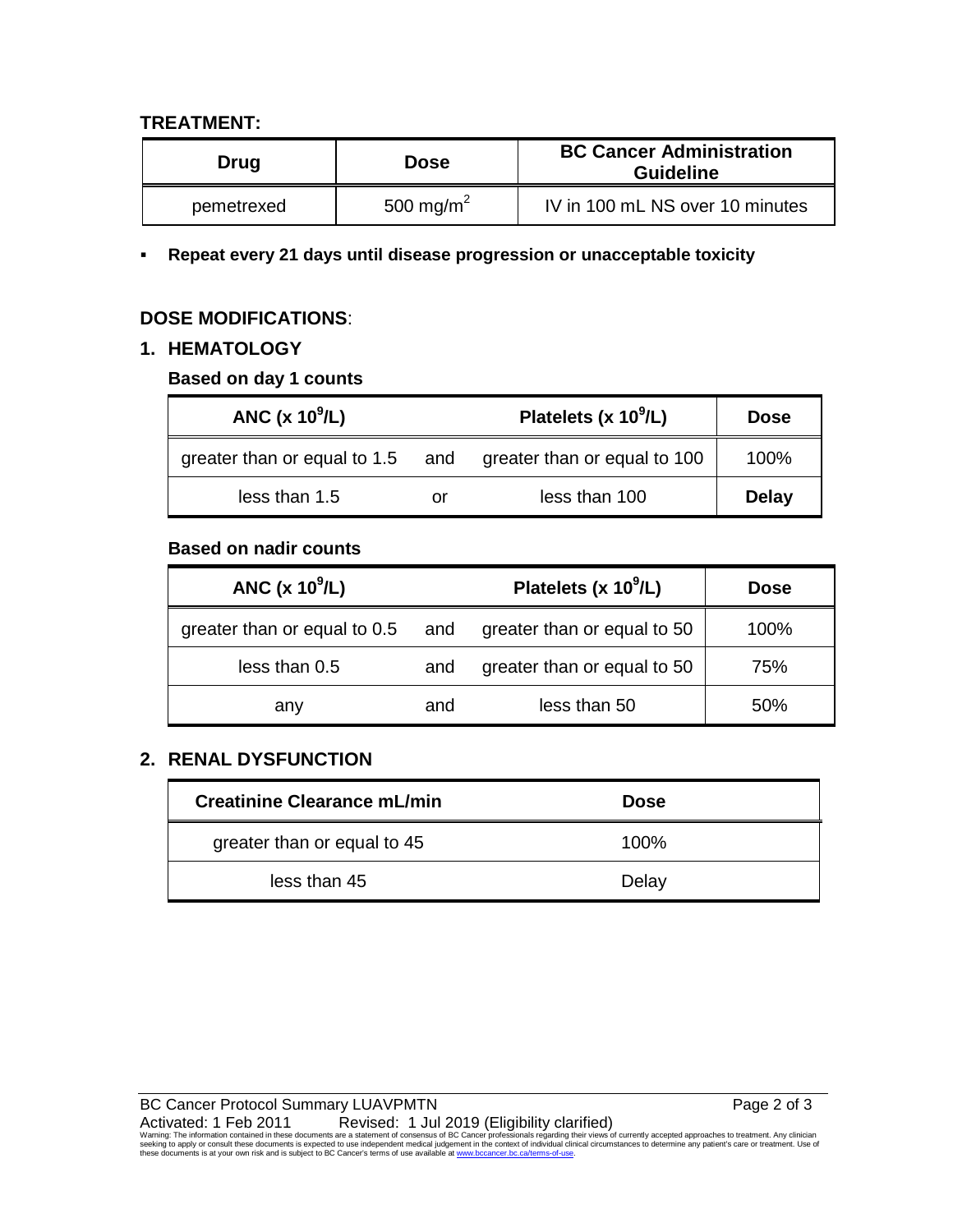## TREATMENT:

| Drug | Dose | BC Cancer Administration Guideline |
|---|---|---|
| pemetrexed | 500 mg/m$^2$ | IV in 100 mL NS over 10 minutes |

- **Repeat every 21 days until disease progression or unacceptable toxicity**

## DOSE MODIFICATIONS:

### 1. HEMATOLOGY

**Based on day 1 counts**

| ANC (x $10^9$/L) | | Platelets (x $10^9$/L) | Dose |
|---|---|---|---|
| greater than or equal to 1.5 | and | greater than or equal to 100 | 100% |
| less than 1.5 | or | less than 100 | **Delay** |

**Based on nadir counts**

| ANC (x $10^9$/L) | | Platelets (x $10^9$/L) | Dose |
|---|---|---|---|
| greater than or equal to 0.5 | and | greater than or equal to 50 | 100% |
| less than 0.5 | and | greater than or equal to 50 | 75% |
| any | and | less than 50 | 50% |

### 2. RENAL DYSFUNCTION

| Creatinine Clearance mL/min | Dose |
|---|---|
| greater than or equal to 45 | 100% |
| less than 45 | Delay |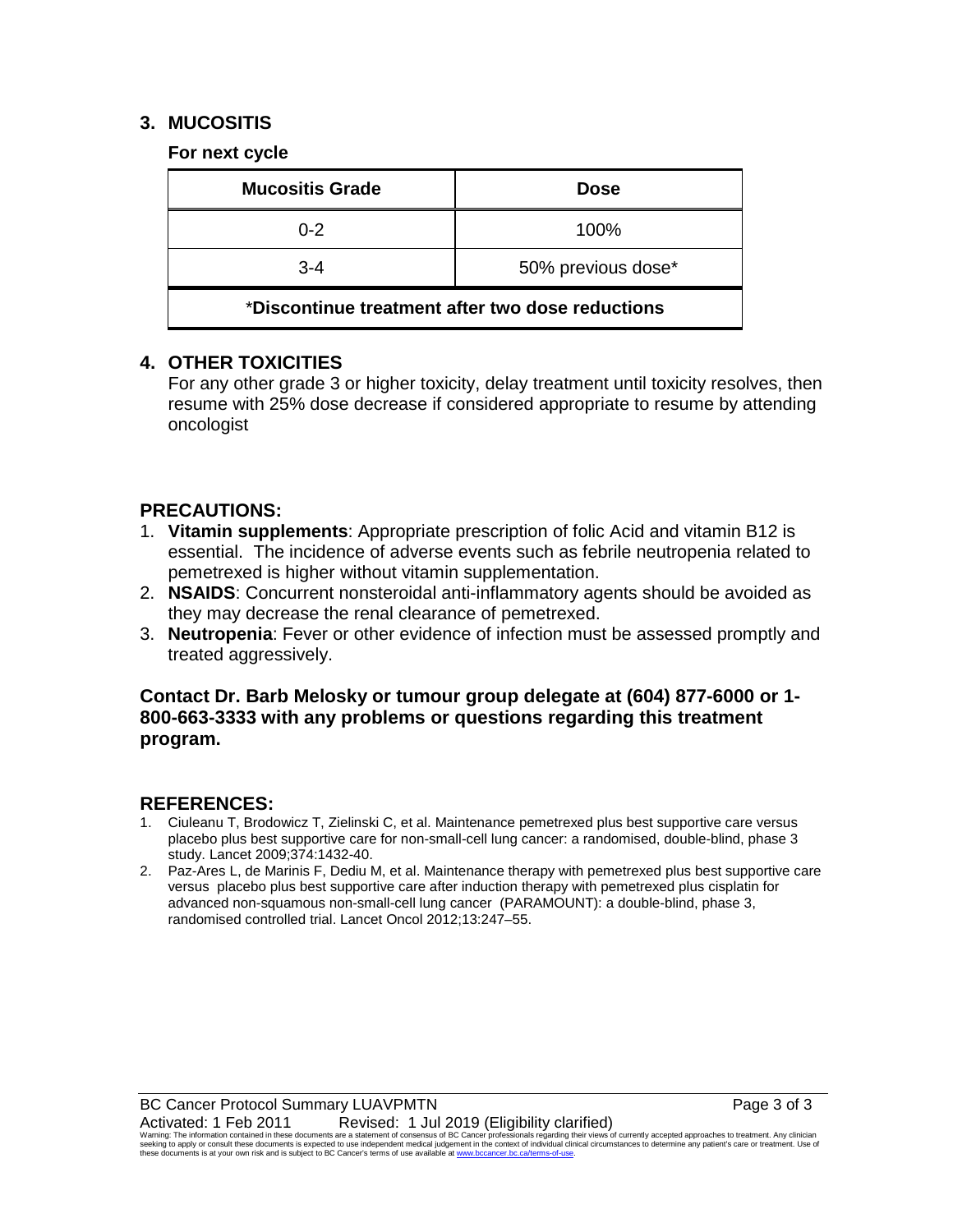## 3. MUCOSITIS

**For next cycle**

| Mucositis Grade | Dose |
|---|---|
| 0-2 | 100% |
| 3-4 | 50% previous dose* |
| ***Discontinue treatment after two dose reductions** | |

## 4. OTHER TOXICITIES

For any other grade 3 or higher toxicity, delay treatment until toxicity resolves, then resume with 25% dose decrease if considered appropriate to resume by attending oncologist

## PRECAUTIONS:

1. **Vitamin supplements**: Appropriate prescription of folic Acid and vitamin B12 is essential. The incidence of adverse events such as febrile neutropenia related to pemetrexed is higher without vitamin supplementation.
2. **NSAIDS**: Concurrent nonsteroidal anti-inflammatory agents should be avoided as they may decrease the renal clearance of pemetrexed.
3. **Neutropenia**: Fever or other evidence of infection must be assessed promptly and treated aggressively.

**Contact Dr. Barb Melosky or tumour group delegate at (604) 877-6000 or 1-800-663-3333 with any problems or questions regarding this treatment program.**

## REFERENCES:

1. Ciuleanu T, Brodowicz T, Zielinski C, et al. Maintenance pemetrexed plus best supportive care versus placebo plus best supportive care for non-small-cell lung cancer: a randomised, double-blind, phase 3 study. Lancet 2009;374:1432-40.
2. Paz-Ares L, de Marinis F, Dediu M, et al. Maintenance therapy with pemetrexed plus best supportive care versus placebo plus best supportive care after induction therapy with pemetrexed plus cisplatin for advanced non-squamous non-small-cell lung cancer (PARAMOUNT): a double-blind, phase 3, randomised controlled trial. Lancet Oncol 2012;13:247–55.